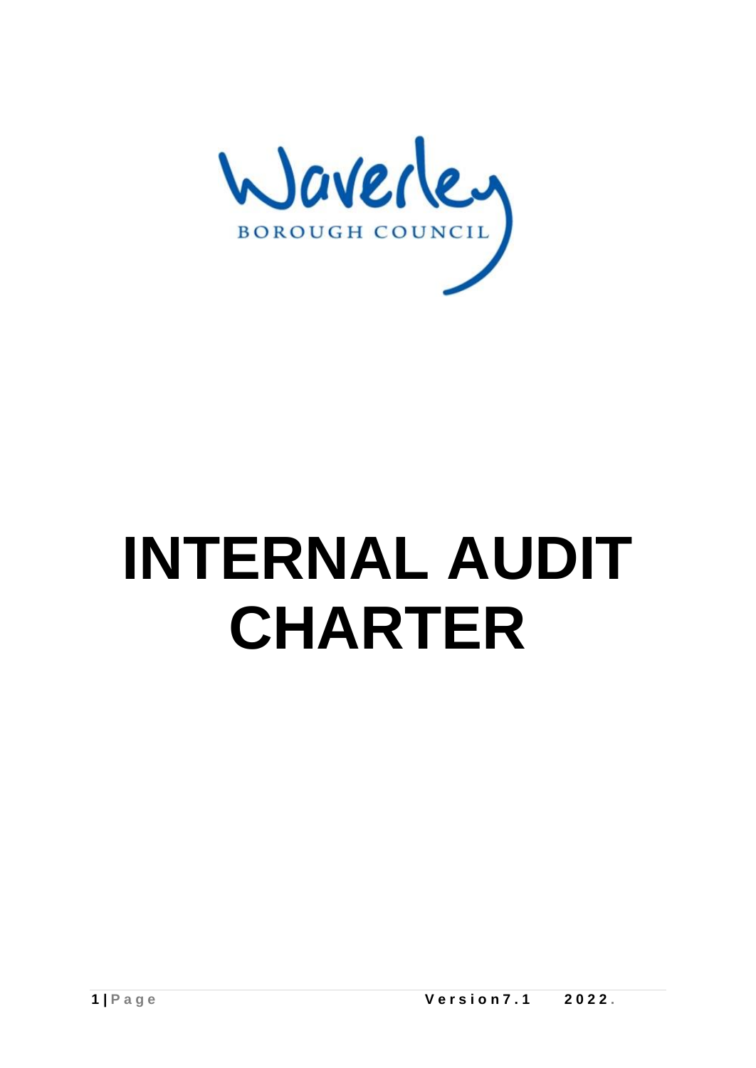Waverley

BOROUGH COUNCIL

# INTERNAL AUDIT CHARTER

Version7.1 2022.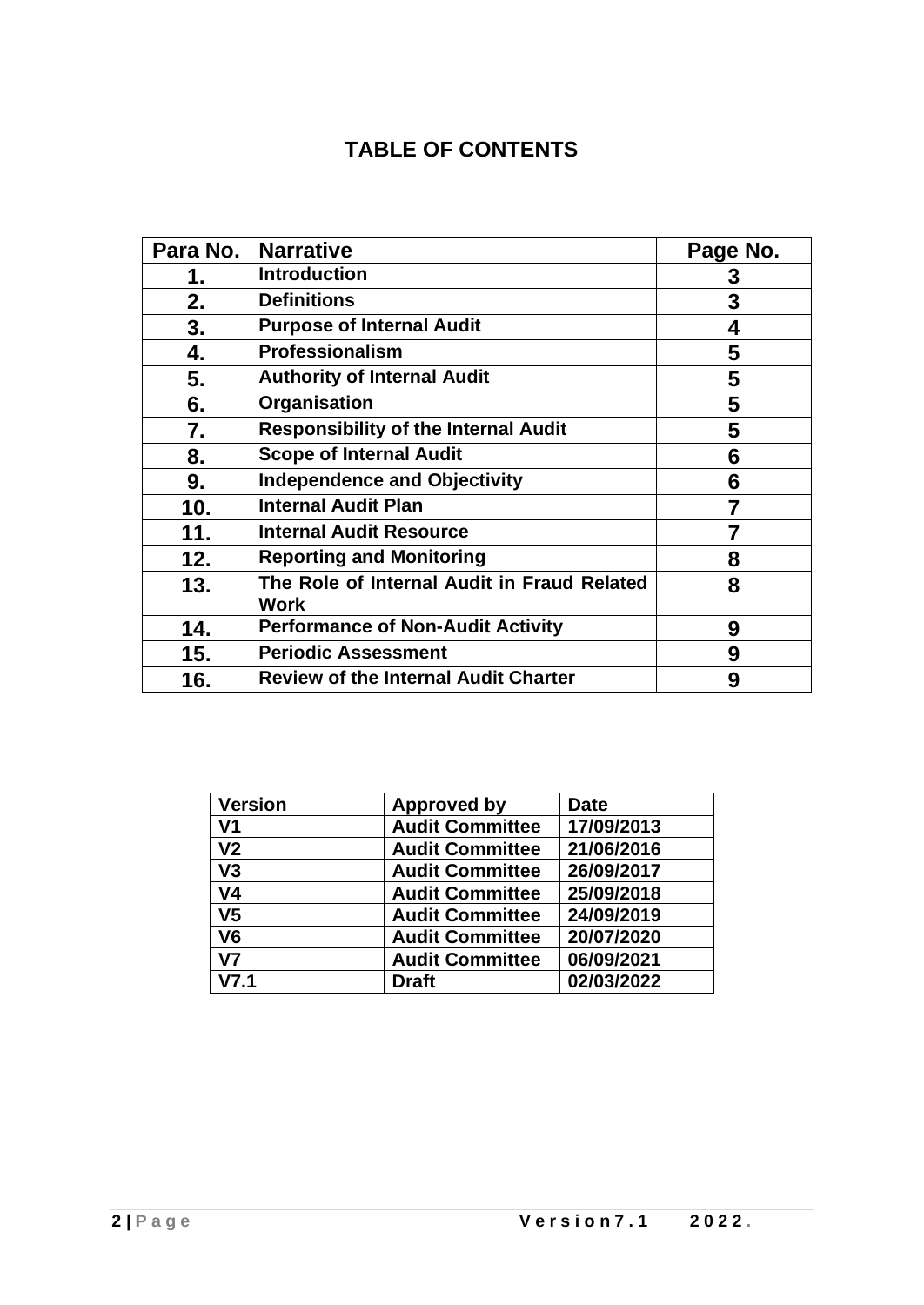# TABLE OF CONTENTS

| Para No. | Narrative | Page No. |
|---|---|---|
| 1. | Introduction | 3 |
| 2. | Definitions | 3 |
| 3. | Purpose of Internal Audit | 4 |
| 4. | Professionalism | 5 |
| 5. | Authority of Internal Audit | 5 |
| 6. | Organisation | 5 |
| 7. | Responsibility of the Internal Audit | 5 |
| 8. | Scope of Internal Audit | 6 |
| 9. | Independence and Objectivity | 6 |
| 10. | Internal Audit Plan | 7 |
| 11. | Internal Audit Resource | 7 |
| 12. | Reporting and Monitoring | 8 |
| 13. | The Role of Internal Audit in Fraud Related Work | 8 |
| 14. | Performance of Non-Audit Activity | 9 |
| 15. | Periodic Assessment | 9 |
| 16. | Review of the Internal Audit Charter | 9 |

| Version | Approved by | Date |
|---|---|---|
| V1 | Audit Committee | 17/09/2013 |
| V2 | Audit Committee | 21/06/2016 |
| V3 | Audit Committee | 26/09/2017 |
| V4 | Audit Committee | 25/09/2018 |
| V5 | Audit Committee | 24/09/2019 |
| V6 | Audit Committee | 20/07/2020 |
| V7 | Audit Committee | 06/09/2021 |
| V7.1 | Draft | 02/03/2022 |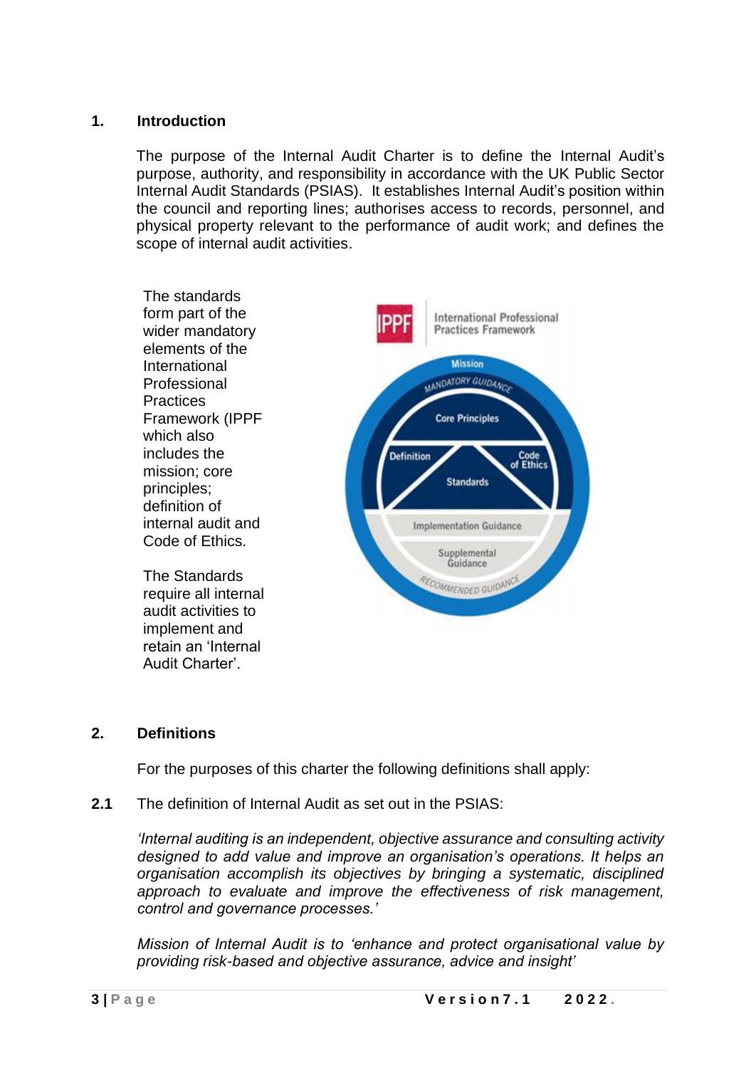## 1. Introduction

The purpose of the Internal Audit Charter is to define the Internal Audit's purpose, authority, and responsibility in accordance with the UK Public Sector Internal Audit Standards (PSIAS). It establishes Internal Audit's position within the council and reporting lines; authorises access to records, personnel, and physical property relevant to the performance of audit work; and defines the scope of internal audit activities.

The standards form part of the wider mandatory elements of the International Professional Practices Framework (IPPF which also includes the mission; core principles; definition of internal audit and Code of Ethics.

The Standards require all internal audit activities to implement and retain an 'Internal Audit Charter'.

## 2. Definitions

For the purposes of this charter the following definitions shall apply:

**2.1** The definition of Internal Audit as set out in the PSIAS:

*'Internal auditing is an independent, objective assurance and consulting activity designed to add value and improve an organisation's operations. It helps an organisation accomplish its objectives by bringing a systematic, disciplined approach to evaluate and improve the effectiveness of risk management, control and governance processes.'*

*Mission of Internal Audit is to 'enhance and protect organisational value by providing risk-based and objective assurance, advice and insight'*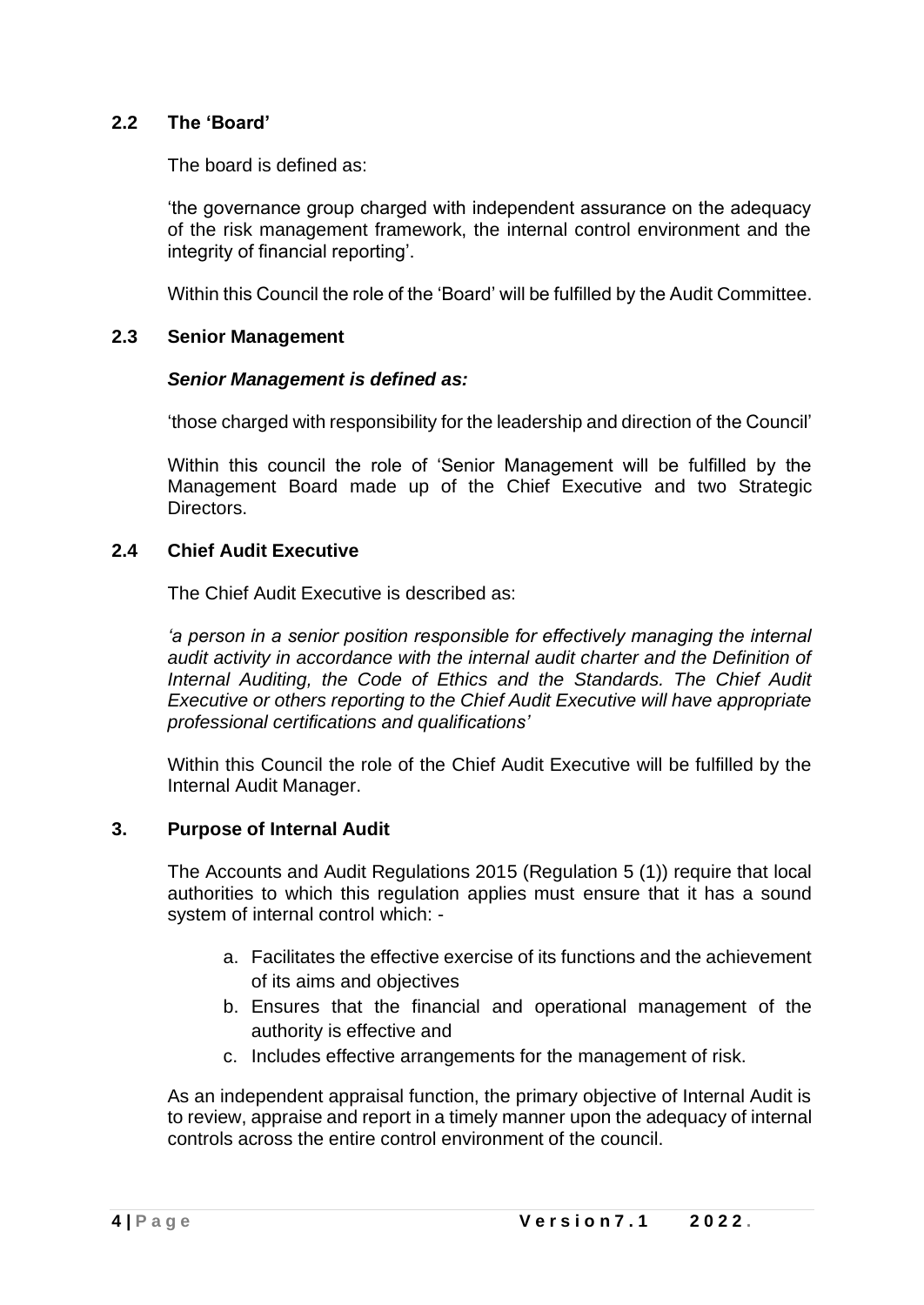### 2.2 The 'Board'

The board is defined as:

'the governance group charged with independent assurance on the adequacy of the risk management framework, the internal control environment and the integrity of financial reporting'.

Within this Council the role of the 'Board' will be fulfilled by the Audit Committee.

### 2.3 Senior Management

***Senior Management is defined as:***

'those charged with responsibility for the leadership and direction of the Council'

Within this council the role of 'Senior Management will be fulfilled by the Management Board made up of the Chief Executive and two Strategic Directors.

### 2.4 Chief Audit Executive

The Chief Audit Executive is described as:

*'a person in a senior position responsible for effectively managing the internal audit activity in accordance with the internal audit charter and the Definition of Internal Auditing, the Code of Ethics and the Standards. The Chief Audit Executive or others reporting to the Chief Audit Executive will have appropriate professional certifications and qualifications'*

Within this Council the role of the Chief Audit Executive will be fulfilled by the Internal Audit Manager.

## 3. Purpose of Internal Audit

The Accounts and Audit Regulations 2015 (Regulation 5 (1)) require that local authorities to which this regulation applies must ensure that it has a sound system of internal control which: -

a. Facilitates the effective exercise of its functions and the achievement of its aims and objectives
b. Ensures that the financial and operational management of the authority is effective and
c. Includes effective arrangements for the management of risk.

As an independent appraisal function, the primary objective of Internal Audit is to review, appraise and report in a timely manner upon the adequacy of internal controls across the entire control environment of the council.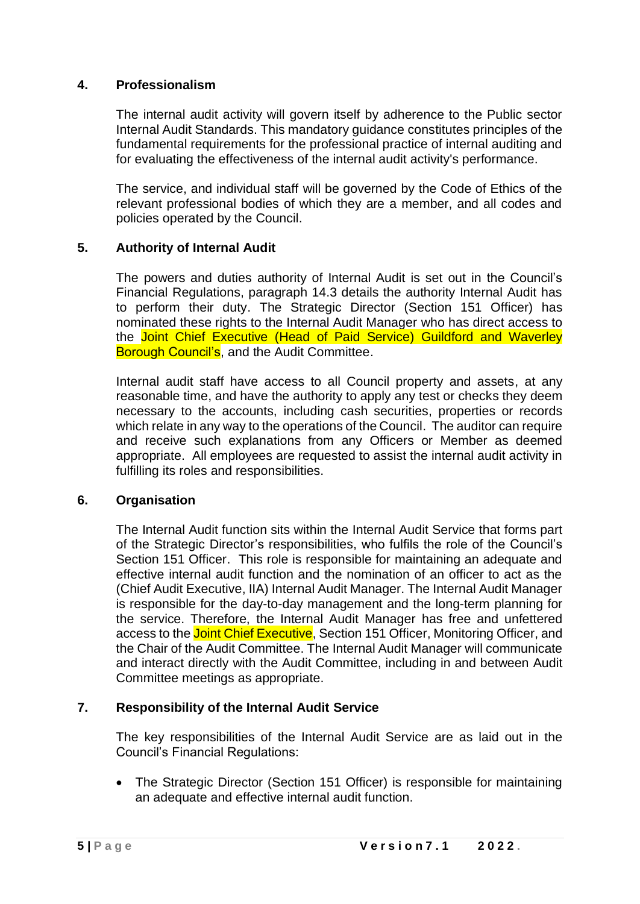## 4. Professionalism

The internal audit activity will govern itself by adherence to the Public sector Internal Audit Standards. This mandatory guidance constitutes principles of the fundamental requirements for the professional practice of internal auditing and for evaluating the effectiveness of the internal audit activity's performance.

The service, and individual staff will be governed by the Code of Ethics of the relevant professional bodies of which they are a member, and all codes and policies operated by the Council.

## 5. Authority of Internal Audit

The powers and duties authority of Internal Audit is set out in the Council's Financial Regulations, paragraph 14.3 details the authority Internal Audit has to perform their duty. The Strategic Director (Section 151 Officer) has nominated these rights to the Internal Audit Manager who has direct access to the Joint Chief Executive (Head of Paid Service) Guildford and Waverley Borough Council's, and the Audit Committee.

Internal audit staff have access to all Council property and assets, at any reasonable time, and have the authority to apply any test or checks they deem necessary to the accounts, including cash securities, properties or records which relate in any way to the operations of the Council. The auditor can require and receive such explanations from any Officers or Member as deemed appropriate. All employees are requested to assist the internal audit activity in fulfilling its roles and responsibilities.

## 6. Organisation

The Internal Audit function sits within the Internal Audit Service that forms part of the Strategic Director's responsibilities, who fulfils the role of the Council's Section 151 Officer. This role is responsible for maintaining an adequate and effective internal audit function and the nomination of an officer to act as the (Chief Audit Executive, IIA) Internal Audit Manager. The Internal Audit Manager is responsible for the day-to-day management and the long-term planning for the service. Therefore, the Internal Audit Manager has free and unfettered access to the Joint Chief Executive, Section 151 Officer, Monitoring Officer, and the Chair of the Audit Committee. The Internal Audit Manager will communicate and interact directly with the Audit Committee, including in and between Audit Committee meetings as appropriate.

## 7. Responsibility of the Internal Audit Service

The key responsibilities of the Internal Audit Service are as laid out in the Council's Financial Regulations:

- The Strategic Director (Section 151 Officer) is responsible for maintaining an adequate and effective internal audit function.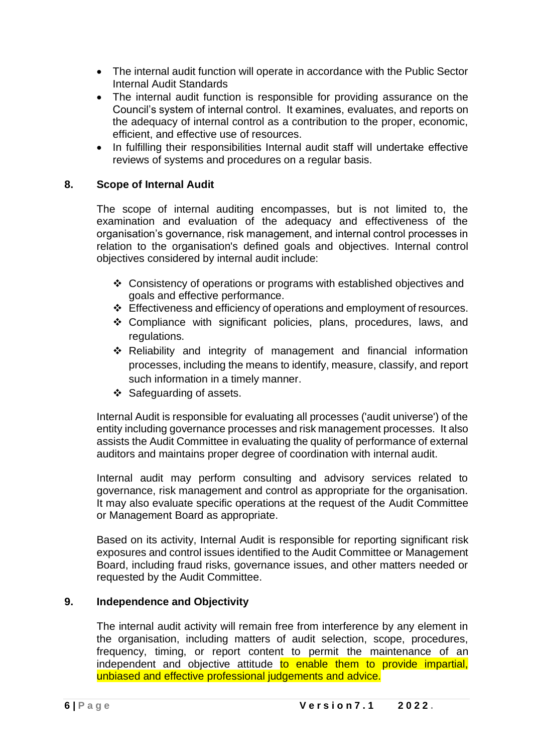- The internal audit function will operate in accordance with the Public Sector Internal Audit Standards
- The internal audit function is responsible for providing assurance on the Council's system of internal control. It examines, evaluates, and reports on the adequacy of internal control as a contribution to the proper, economic, efficient, and effective use of resources.
- In fulfilling their responsibilities Internal audit staff will undertake effective reviews of systems and procedures on a regular basis.

## 8. Scope of Internal Audit

The scope of internal auditing encompasses, but is not limited to, the examination and evaluation of the adequacy and effectiveness of the organisation's governance, risk management, and internal control processes in relation to the organisation's defined goals and objectives. Internal control objectives considered by internal audit include:

- Consistency of operations or programs with established objectives and goals and effective performance.
- Effectiveness and efficiency of operations and employment of resources.
- Compliance with significant policies, plans, procedures, laws, and regulations.
- Reliability and integrity of management and financial information processes, including the means to identify, measure, classify, and report such information in a timely manner.
- Safeguarding of assets.

Internal Audit is responsible for evaluating all processes ('audit universe') of the entity including governance processes and risk management processes. It also assists the Audit Committee in evaluating the quality of performance of external auditors and maintains proper degree of coordination with internal audit.

Internal audit may perform consulting and advisory services related to governance, risk management and control as appropriate for the organisation. It may also evaluate specific operations at the request of the Audit Committee or Management Board as appropriate.

Based on its activity, Internal Audit is responsible for reporting significant risk exposures and control issues identified to the Audit Committee or Management Board, including fraud risks, governance issues, and other matters needed or requested by the Audit Committee.

## 9. Independence and Objectivity

The internal audit activity will remain free from interference by any element in the organisation, including matters of audit selection, scope, procedures, frequency, timing, or report content to permit the maintenance of an independent and objective attitude to enable them to provide impartial, unbiased and effective professional judgements and advice.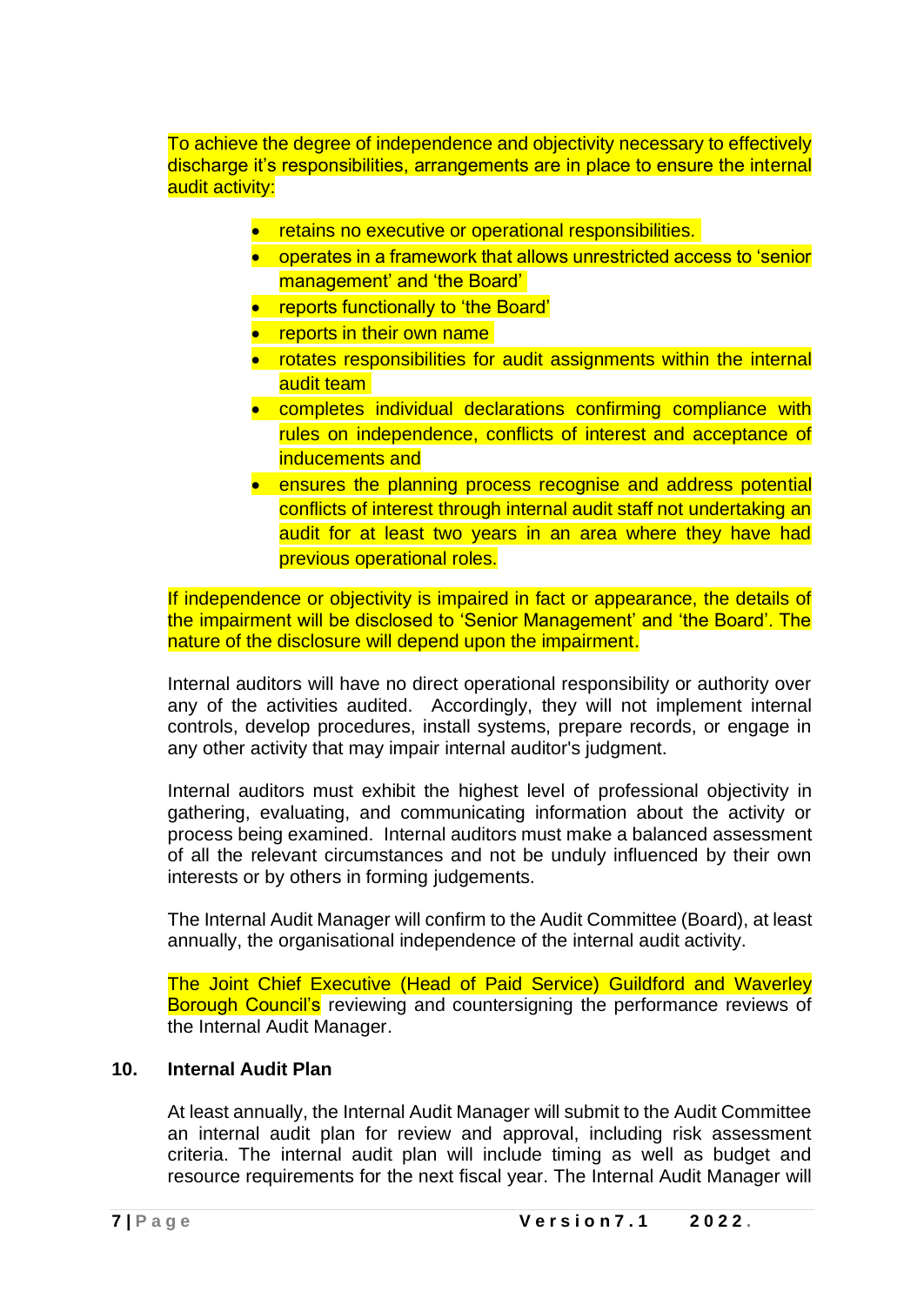To achieve the degree of independence and objectivity necessary to effectively discharge it's responsibilities, arrangements are in place to ensure the internal audit activity:

- retains no executive or operational responsibilities.
- operates in a framework that allows unrestricted access to 'senior management' and 'the Board'
- reports functionally to 'the Board'
- reports in their own name
- rotates responsibilities for audit assignments within the internal audit team
- completes individual declarations confirming compliance with rules on independence, conflicts of interest and acceptance of inducements and
- ensures the planning process recognise and address potential conflicts of interest through internal audit staff not undertaking an audit for at least two years in an area where they have had previous operational roles.

If independence or objectivity is impaired in fact or appearance, the details of the impairment will be disclosed to 'Senior Management' and 'the Board'. The nature of the disclosure will depend upon the impairment.

Internal auditors will have no direct operational responsibility or authority over any of the activities audited. Accordingly, they will not implement internal controls, develop procedures, install systems, prepare records, or engage in any other activity that may impair internal auditor's judgment.

Internal auditors must exhibit the highest level of professional objectivity in gathering, evaluating, and communicating information about the activity or process being examined. Internal auditors must make a balanced assessment of all the relevant circumstances and not be unduly influenced by their own interests or by others in forming judgements.

The Internal Audit Manager will confirm to the Audit Committee (Board), at least annually, the organisational independence of the internal audit activity.

The Joint Chief Executive (Head of Paid Service) Guildford and Waverley Borough Council's reviewing and countersigning the performance reviews of the Internal Audit Manager.

## 10. Internal Audit Plan

At least annually, the Internal Audit Manager will submit to the Audit Committee an internal audit plan for review and approval, including risk assessment criteria. The internal audit plan will include timing as well as budget and resource requirements for the next fiscal year. The Internal Audit Manager will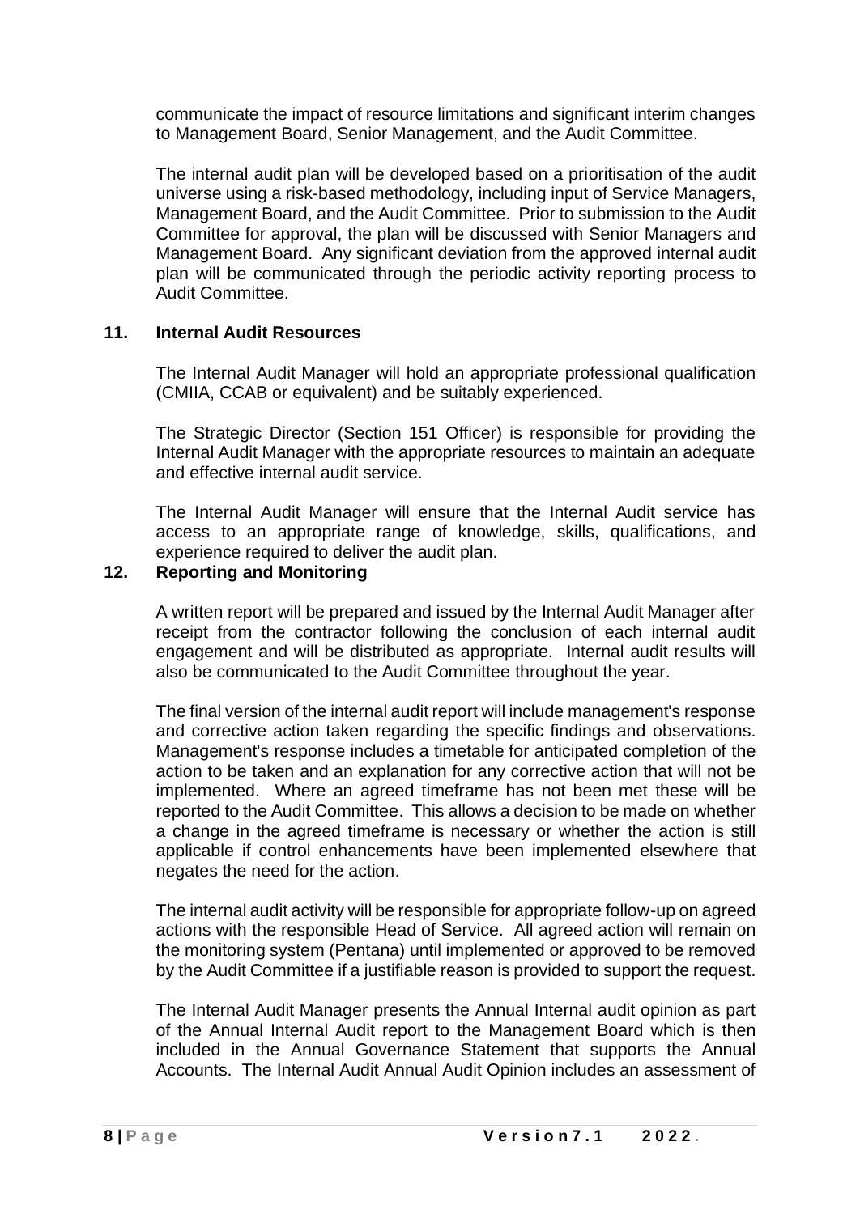communicate the impact of resource limitations and significant interim changes to Management Board, Senior Management, and the Audit Committee.

The internal audit plan will be developed based on a prioritisation of the audit universe using a risk-based methodology, including input of Service Managers, Management Board, and the Audit Committee. Prior to submission to the Audit Committee for approval, the plan will be discussed with Senior Managers and Management Board. Any significant deviation from the approved internal audit plan will be communicated through the periodic activity reporting process to Audit Committee.

## 11. Internal Audit Resources

The Internal Audit Manager will hold an appropriate professional qualification (CMIIA, CCAB or equivalent) and be suitably experienced.

The Strategic Director (Section 151 Officer) is responsible for providing the Internal Audit Manager with the appropriate resources to maintain an adequate and effective internal audit service.

The Internal Audit Manager will ensure that the Internal Audit service has access to an appropriate range of knowledge, skills, qualifications, and experience required to deliver the audit plan.

## 12. Reporting and Monitoring

A written report will be prepared and issued by the Internal Audit Manager after receipt from the contractor following the conclusion of each internal audit engagement and will be distributed as appropriate. Internal audit results will also be communicated to the Audit Committee throughout the year.

The final version of the internal audit report will include management's response and corrective action taken regarding the specific findings and observations. Management's response includes a timetable for anticipated completion of the action to be taken and an explanation for any corrective action that will not be implemented. Where an agreed timeframe has not been met these will be reported to the Audit Committee. This allows a decision to be made on whether a change in the agreed timeframe is necessary or whether the action is still applicable if control enhancements have been implemented elsewhere that negates the need for the action.

The internal audit activity will be responsible for appropriate follow-up on agreed actions with the responsible Head of Service. All agreed action will remain on the monitoring system (Pentana) until implemented or approved to be removed by the Audit Committee if a justifiable reason is provided to support the request.

The Internal Audit Manager presents the Annual Internal audit opinion as part of the Annual Internal Audit report to the Management Board which is then included in the Annual Governance Statement that supports the Annual Accounts. The Internal Audit Annual Audit Opinion includes an assessment of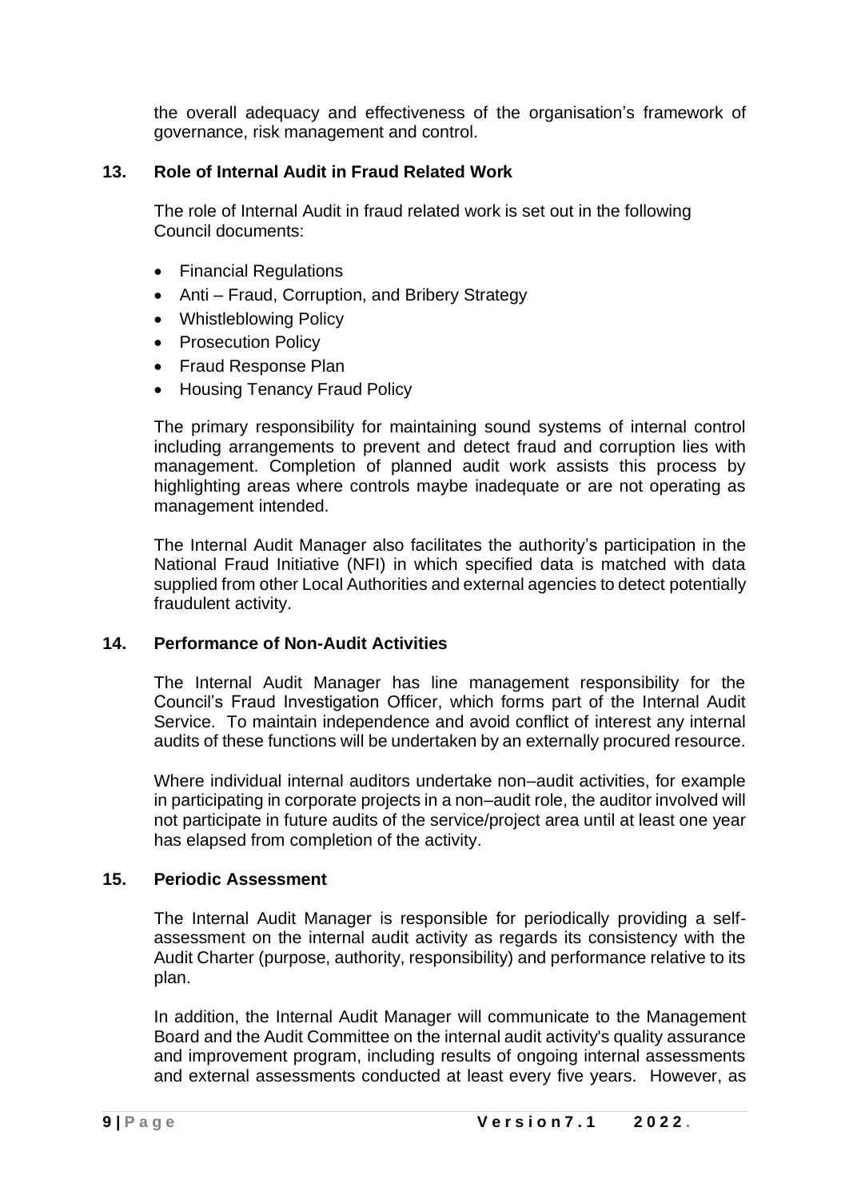the overall adequacy and effectiveness of the organisation's framework of governance, risk management and control.

## 13. Role of Internal Audit in Fraud Related Work

The role of Internal Audit in fraud related work is set out in the following Council documents:

- Financial Regulations
- Anti – Fraud, Corruption, and Bribery Strategy
- Whistleblowing Policy
- Prosecution Policy
- Fraud Response Plan
- Housing Tenancy Fraud Policy

The primary responsibility for maintaining sound systems of internal control including arrangements to prevent and detect fraud and corruption lies with management. Completion of planned audit work assists this process by highlighting areas where controls maybe inadequate or are not operating as management intended.

The Internal Audit Manager also facilitates the authority's participation in the National Fraud Initiative (NFI) in which specified data is matched with data supplied from other Local Authorities and external agencies to detect potentially fraudulent activity.

## 14. Performance of Non-Audit Activities

The Internal Audit Manager has line management responsibility for the Council's Fraud Investigation Officer, which forms part of the Internal Audit Service. To maintain independence and avoid conflict of interest any internal audits of these functions will be undertaken by an externally procured resource.

Where individual internal auditors undertake non–audit activities, for example in participating in corporate projects in a non–audit role, the auditor involved will not participate in future audits of the service/project area until at least one year has elapsed from completion of the activity.

## 15. Periodic Assessment

The Internal Audit Manager is responsible for periodically providing a self-assessment on the internal audit activity as regards its consistency with the Audit Charter (purpose, authority, responsibility) and performance relative to its plan.

In addition, the Internal Audit Manager will communicate to the Management Board and the Audit Committee on the internal audit activity's quality assurance and improvement program, including results of ongoing internal assessments and external assessments conducted at least every five years. However, as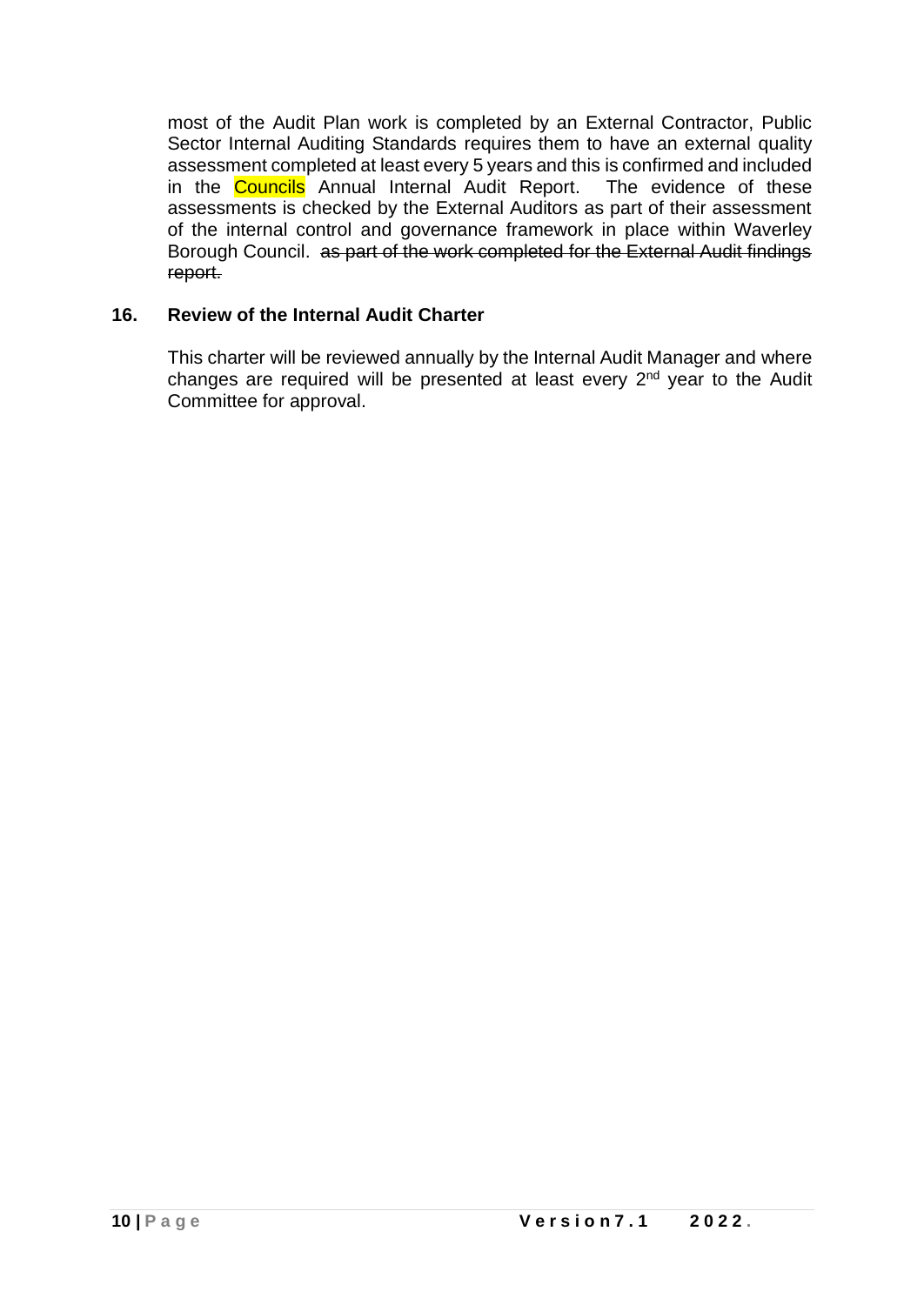most of the Audit Plan work is completed by an External Contractor, Public Sector Internal Auditing Standards requires them to have an external quality assessment completed at least every 5 years and this is confirmed and included in the Councils Annual Internal Audit Report. The evidence of these assessments is checked by the External Auditors as part of their assessment of the internal control and governance framework in place within Waverley Borough Council. ~~as part of the work completed for the External Audit findings report.~~

## 16. Review of the Internal Audit Charter

This charter will be reviewed annually by the Internal Audit Manager and where changes are required will be presented at least every 2nd year to the Audit Committee for approval.